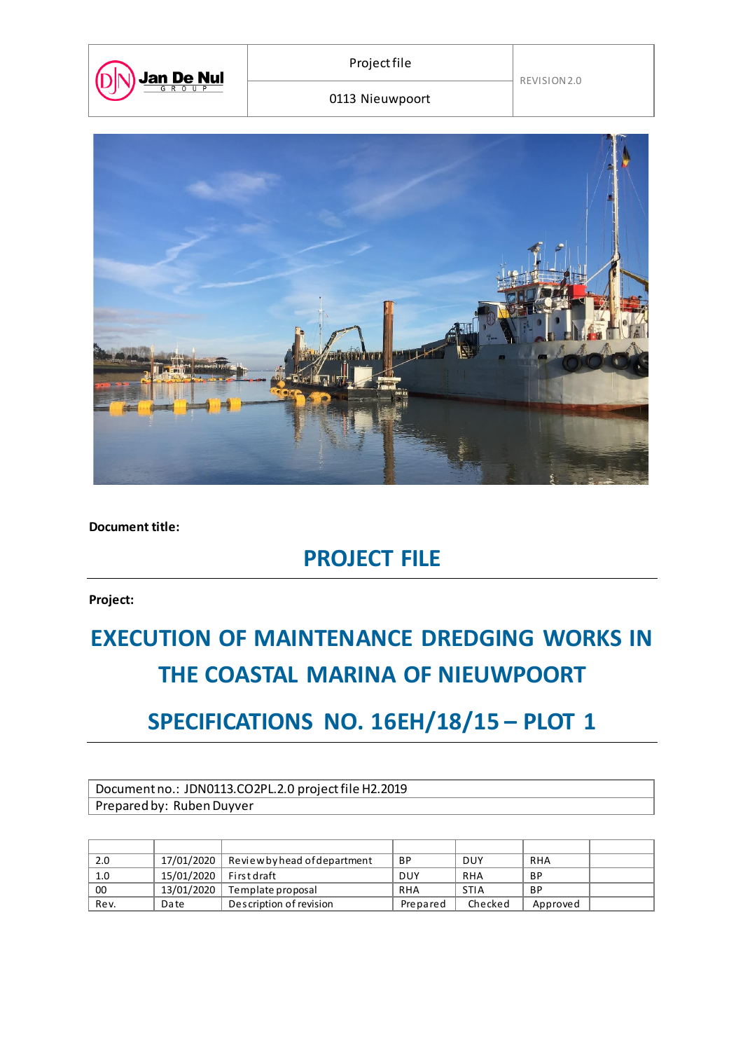| Jan De Nul GROUP | Project file | REVISION 2.0 |
|---|---|---|
| | 0113 Nieuwpoort | |

**Document title:**

# PROJECT FILE

**Project:**

# EXECUTION OF MAINTENANCE DREDGING WORKS IN THE COASTAL MARINA OF NIEUWPOORT

## SPECIFICATIONS NO. 16EH/18/15 – PLOT 1

| Document no.: JDN0113.CO2PL.2.0 project file H2.2019 |
|---|
| Prepared by: Ruben Duyver |

| | | | | | | |
|---|---|---|---|---|---|---|
| 2.0 | 17/01/2020 | Review by head of department | BP | DUY | RHA | |
| 1.0 | 15/01/2020 | First draft | DUY | RHA | BP | |
| 00 | 13/01/2020 | Template proposal | RHA | STIA | BP | |
| Rev. | Date | Description of revision | Prepared | Checked | Approved | |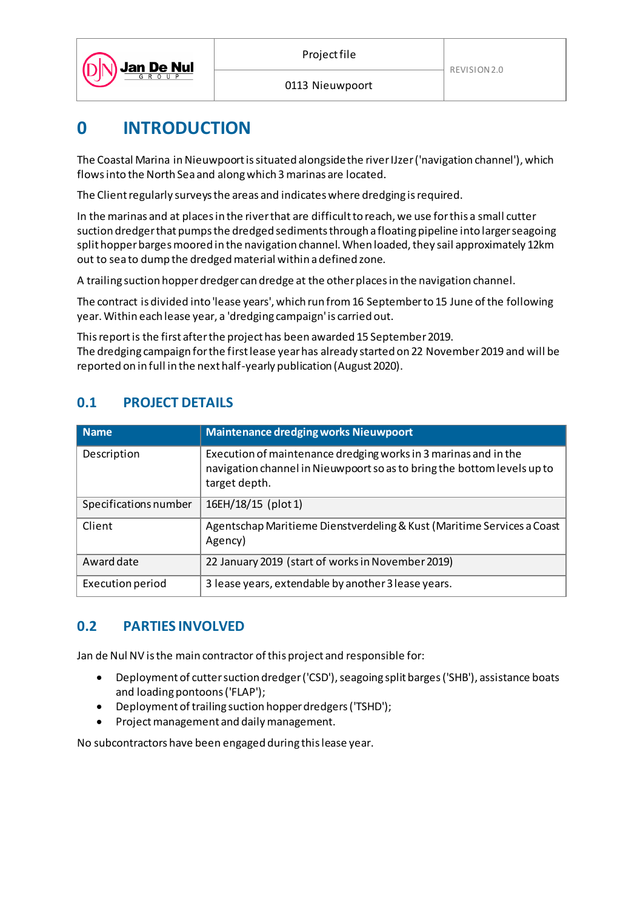# 0 INTRODUCTION

The Coastal Marina in Nieuwpoort is situated alongside the river IJzer ('navigation channel'), which flows into the North Sea and along which 3 marinas are located.

The Client regularly surveys the areas and indicates where dredging is required.

In the marinas and at places in the river that are difficult to reach, we use for this a small cutter suction dredger that pumps the dredged sediments through a floating pipeline into larger seagoing split hopper barges moored in the navigation channel. When loaded, they sail approximately 12km out to sea to dump the dredged material within a defined zone.

A trailing suction hopper dredger can dredge at the other places in the navigation channel.

The contract is divided into 'lease years', which run from 16 September to 15 June of the following year. Within each lease year, a 'dredging campaign' is carried out.

This report is the first after the project has been awarded 15 September 2019.
The dredging campaign for the first lease year has already started on 22 November 2019 and will be reported on in full in the next half-yearly publication (August 2020).

## 0.1 PROJECT DETAILS

| Name | Maintenance dredging works Nieuwpoort |
|---|---|
| Description | Execution of maintenance dredging works in 3 marinas and in the navigation channel in Nieuwpoort so as to bring the bottom levels up to target depth. |
| Specifications number | 16EH/18/15 (plot 1) |
| Client | Agentschap Maritieme Dienstverdeling & Kust (Maritime Services a Coast Agency) |
| Award date | 22 January 2019 (start of works in November 2019) |
| Execution period | 3 lease years, extendable by another 3 lease years. |

## 0.2 PARTIES INVOLVED

Jan de Nul NV is the main contractor of this project and responsible for:

- Deployment of cutter suction dredger ('CSD'), seagoing split barges ('SHB'), assistance boats and loading pontoons ('FLAP');
- Deployment of trailing suction hopper dredgers ('TSHD');
- Project management and daily management.

No subcontractors have been engaged during this lease year.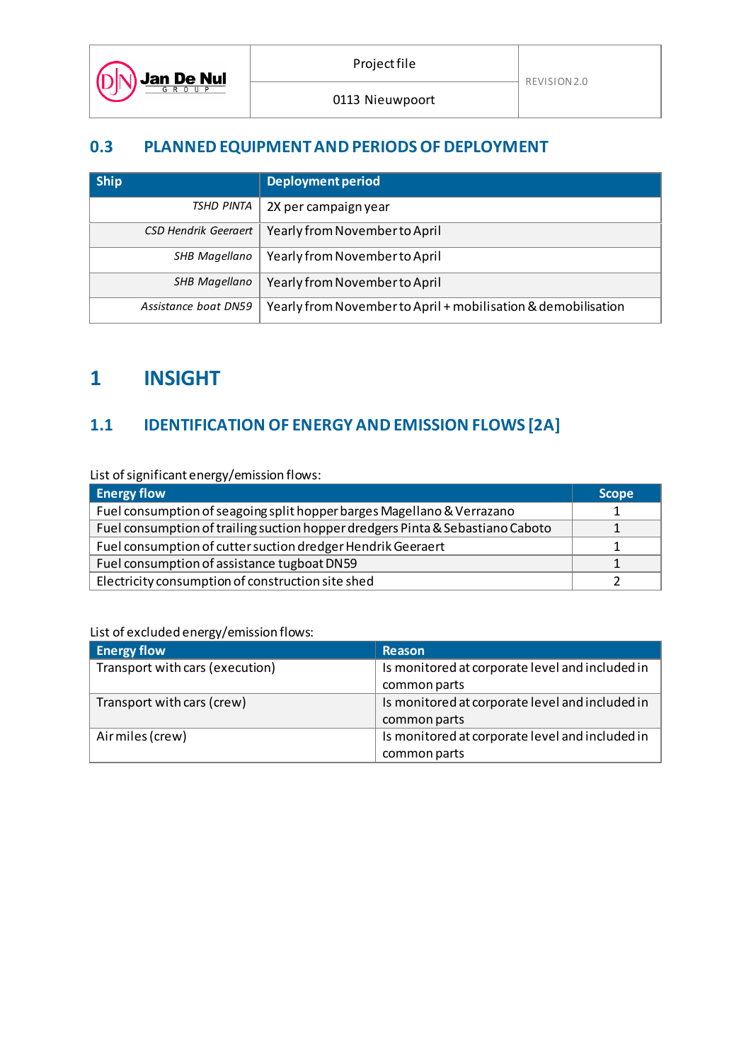## 0.3 PLANNED EQUIPMENT AND PERIODS OF DEPLOYMENT

| Ship | Deployment period |
|---|---|
| *TSHD PINTA* | 2X per campaign year |
| *CSD Hendrik Geeraert* | Yearly from November to April |
| *SHB Magellano* | Yearly from November to April |
| *SHB Magellano* | Yearly from November to April |
| *Assistance boat DN59* | Yearly from November to April + mobilisation & demobilisation |

# 1 INSIGHT

## 1.1 IDENTIFICATION OF ENERGY AND EMISSION FLOWS [2A]

List of significant energy/emission flows:

| Energy flow | Scope |
|---|---|
| Fuel consumption of seagoing split hopper barges Magellano & Verrazano | 1 |
| Fuel consumption of trailing suction hopper dredgers Pinta & Sebastiano Caboto | 1 |
| Fuel consumption of cutter suction dredger Hendrik Geeraert | 1 |
| Fuel consumption of assistance tugboat DN59 | 1 |
| Electricity consumption of construction site shed | 2 |

List of excluded energy/emission flows:

| Energy flow | Reason |
|---|---|
| Transport with cars (execution) | Is monitored at corporate level and included in common parts |
| Transport with cars (crew) | Is monitored at corporate level and included in common parts |
| Air miles (crew) | Is monitored at corporate level and included in common parts |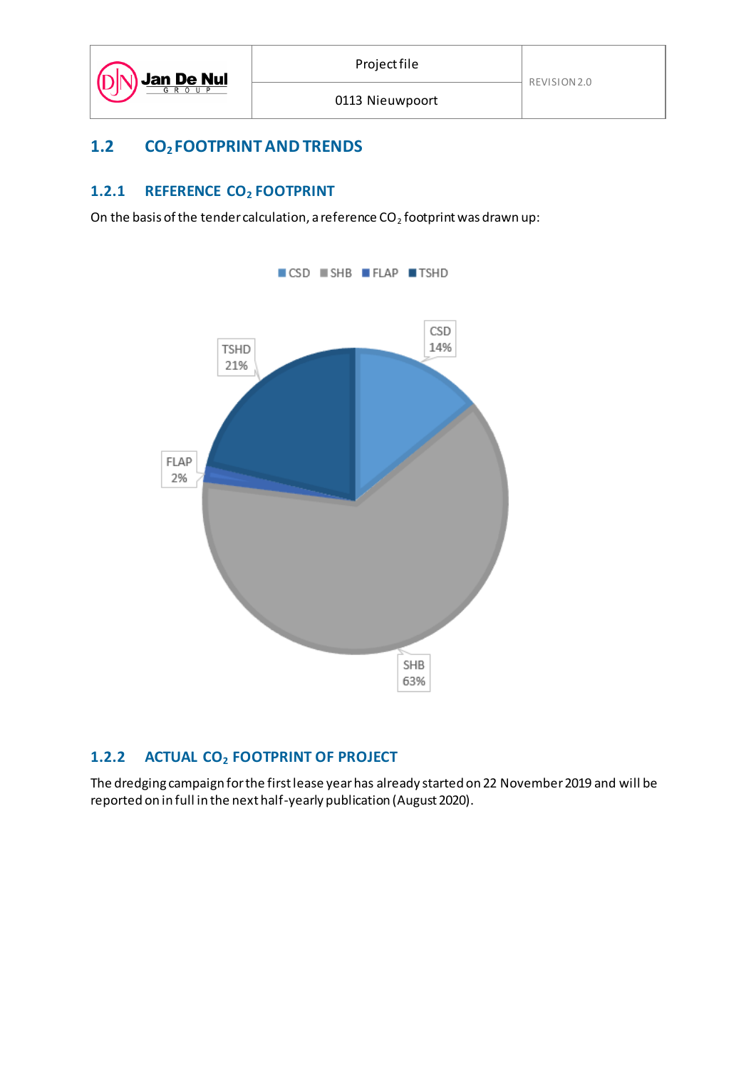## 1.2 $CO_2$ FOOTPRINT AND TRENDS

### 1.2.1 REFERENCE $CO_2$ FOOTPRINT

On the basis of the tender calculation, a reference $CO_2$ footprint was drawn up:

### 1.2.2 ACTUAL $CO_2$ FOOTPRINT OF PROJECT

The dredging campaign for the first lease year has already started on 22 November 2019 and will be reported on in full in the next half-yearly publication (August 2020).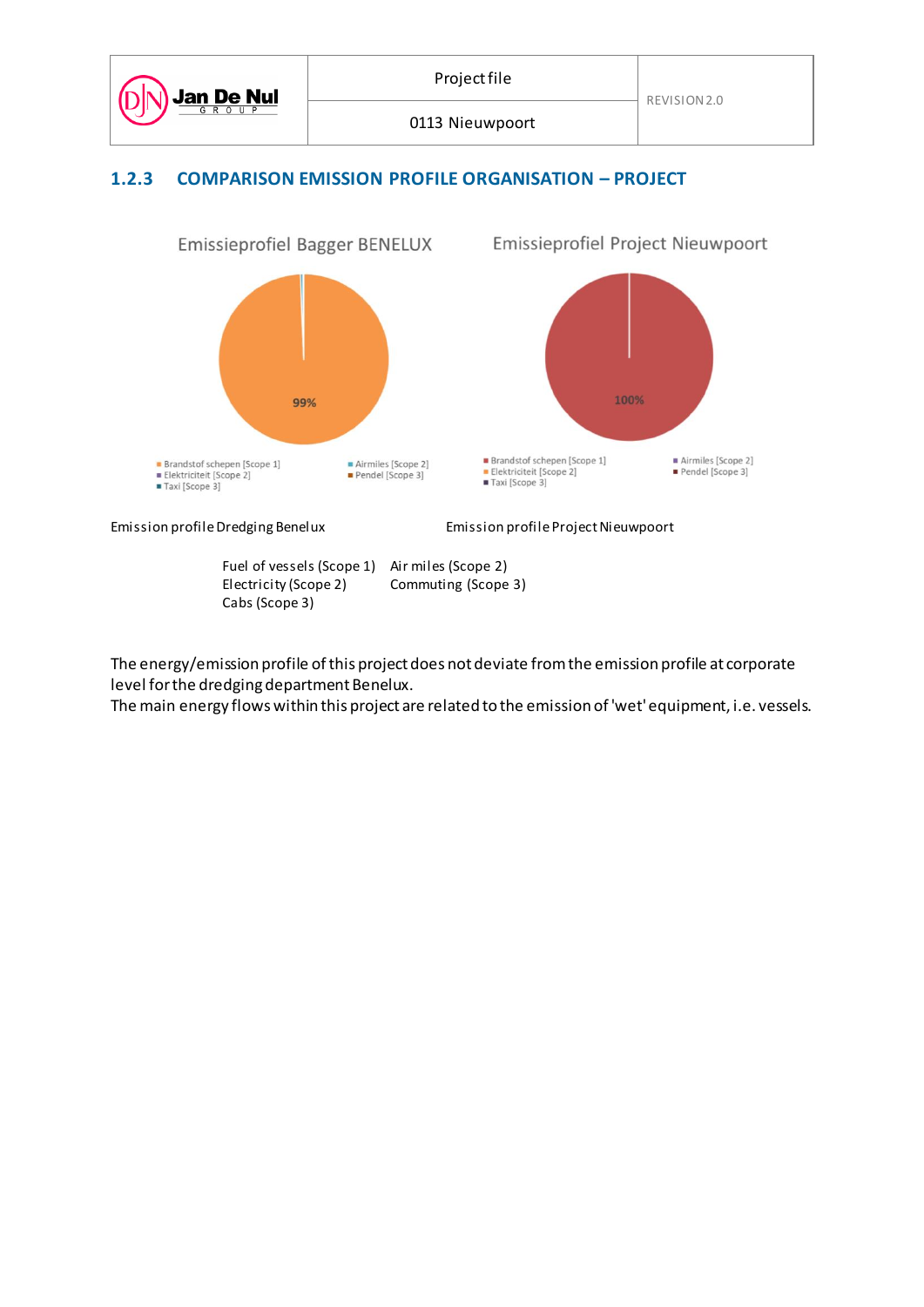### 1.2.3 COMPARISON EMISSION PROFILE ORGANISATION – PROJECT

Emissieprofiel Bagger BENELUX

99%

Brandstof schepen [Scope 1]
Elektriciteit [Scope 2]
Taxi [Scope 3]
Airmiles [Scope 2]
Pendel [Scope 3]

Emissieprofiel Project Nieuwpoort

100%

Brandstof schepen [Scope 1]
Elektriciteit [Scope 2]
Taxi [Scope 3]
Airmiles [Scope 2]
Pendel [Scope 3]

Emission profile Dredging Benelux

Emission profile Project Nieuwpoort

Fuel of vessels (Scope 1)
Electricity (Scope 2)
Cabs (Scope 3)
Air miles (Scope 2)
Commuting (Scope 3)

The energy/emission profile of this project does not deviate from the emission profile at corporate level for the dredging department Benelux.
The main energy flows within this project are related to the emission of 'wet' equipment, i.e. vessels.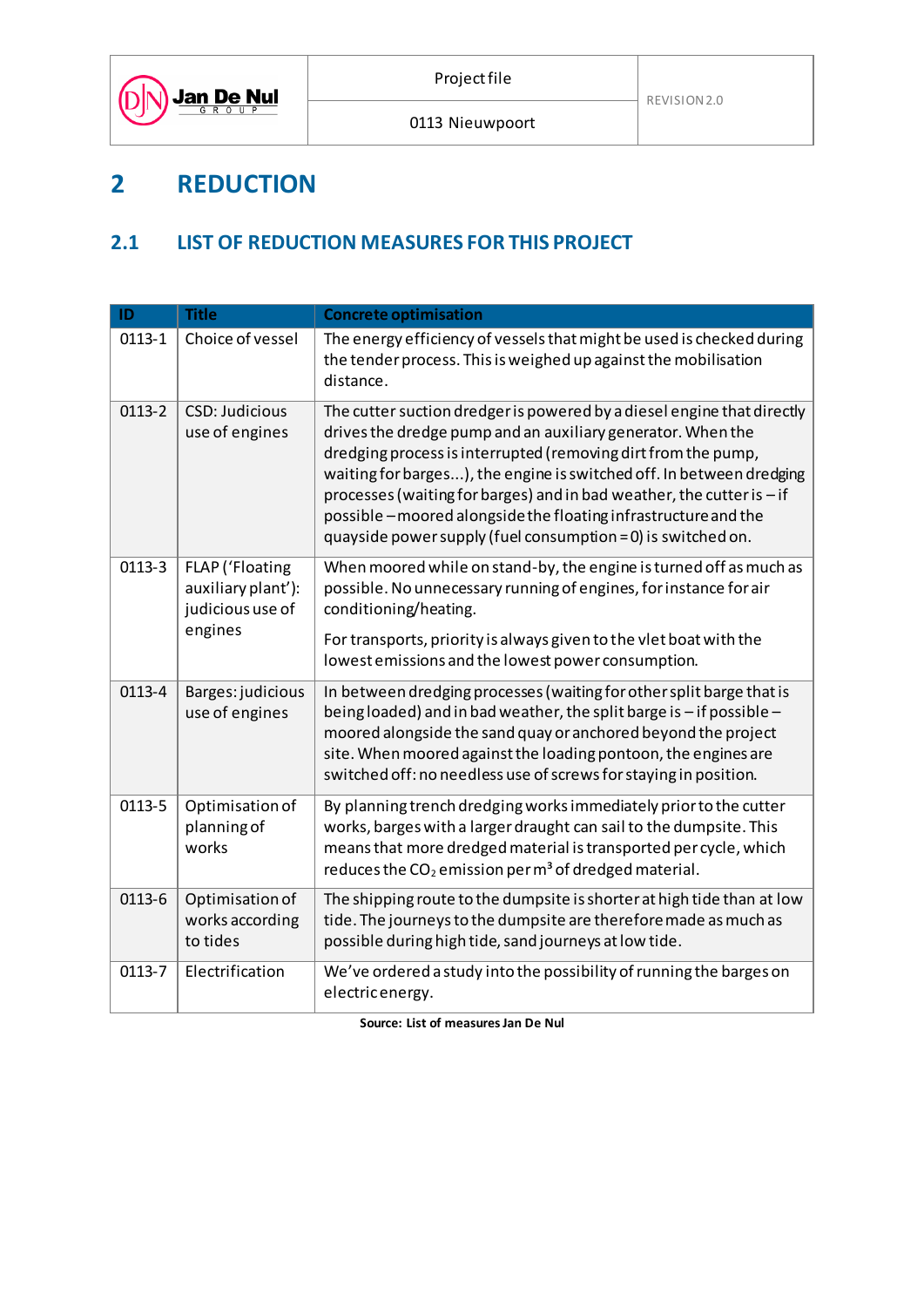# 2 REDUCTION

## 2.1 LIST OF REDUCTION MEASURES FOR THIS PROJECT

| ID | Title | Concrete optimisation |
|---|---|---|
| 0113-1 | Choice of vessel | The energy efficiency of vessels that might be used is checked during the tender process. This is weighed up against the mobilisation distance. |
| 0113-2 | CSD: Judicious use of engines | The cutter suction dredger is powered by a diesel engine that directly drives the dredge pump and an auxiliary generator. When the dredging process is interrupted (removing dirt from the pump, waiting for barges...), the engine is switched off. In between dredging processes (waiting for barges) and in bad weather, the cutter is – if possible – moored alongside the floating infrastructure and the quayside power supply (fuel consumption = 0) is switched on. |
| 0113-3 | FLAP ('Floating auxiliary plant'): judicious use of engines | When moored while on stand-by, the engine is turned off as much as possible. No unnecessary running of engines, for instance for air conditioning/heating.<br><br>For transports, priority is always given to the vlet boat with the lowest emissions and the lowest power consumption. |
| 0113-4 | Barges: judicious use of engines | In between dredging processes (waiting for other split barge that is being loaded) and in bad weather, the split barge is – if possible – moored alongside the sand quay or anchored beyond the project site. When moored against the loading pontoon, the engines are switched off: no needless use of screws for staying in position. |
| 0113-5 | Optimisation of planning of works | By planning trench dredging works immediately prior to the cutter works, barges with a larger draught can sail to the dumpsite. This means that more dredged material is transported per cycle, which reduces the $CO_2$ emission per $m^3$ of dredged material. |
| 0113-6 | Optimisation of works according to tides | The shipping route to the dumpsite is shorter at high tide than at low tide. The journeys to the dumpsite are therefore made as much as possible during high tide, sand journeys at low tide. |
| 0113-7 | Electrification | We've ordered a study into the possibility of running the barges on electric energy. |

**Source: List of measures Jan De Nul**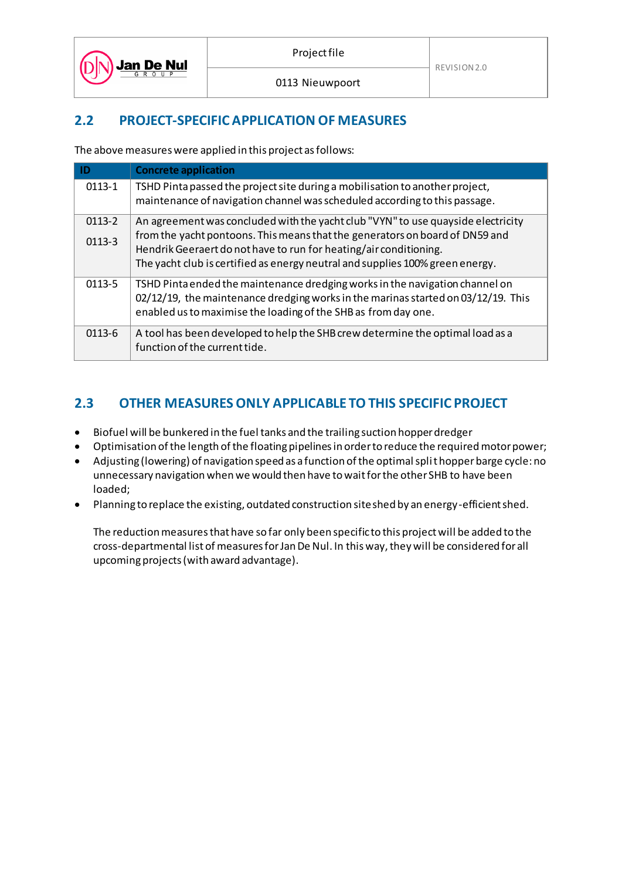## 2.2 PROJECT-SPECIFIC APPLICATION OF MEASURES

The above measures were applied in this project as follows:

| ID | Concrete application |
|---|---|
| 0113-1 | TSHD Pinta passed the project site during a mobilisation to another project, maintenance of navigation channel was scheduled according to this passage. |
| 0113-2<br>0113-3 | An agreement was concluded with the yacht club "VYN" to use quayside electricity from the yacht pontoons. This means that the generators on board of DN59 and Hendrik Geeraert do not have to run for heating/air conditioning.<br>The yacht club is certified as energy neutral and supplies 100% green energy. |
| 0113-5 | TSHD Pinta ended the maintenance dredging works in the navigation channel on 02/12/19, the maintenance dredging works in the marinas started on 03/12/19. This enabled us to maximise the loading of the SHB as from day one. |
| 0113-6 | A tool has been developed to help the SHB crew determine the optimal load as a function of the current tide. |

## 2.3 OTHER MEASURES ONLY APPLICABLE TO THIS SPECIFIC PROJECT

- Biofuel will be bunkered in the fuel tanks and the trailing suction hopper dredger
- Optimisation of the length of the floating pipelines in order to reduce the required motor power;
- Adjusting (lowering) of navigation speed as a function of the optimal split hopper barge cycle: no unnecessary navigation when we would then have to wait for the other SHB to have been loaded;
- Planning to replace the existing, outdated construction site shed by an energy-efficient shed.

The reduction measures that have so far only been specific to this project will be added to the cross-departmental list of measures for Jan De Nul. In this way, they will be considered for all upcoming projects (with award advantage).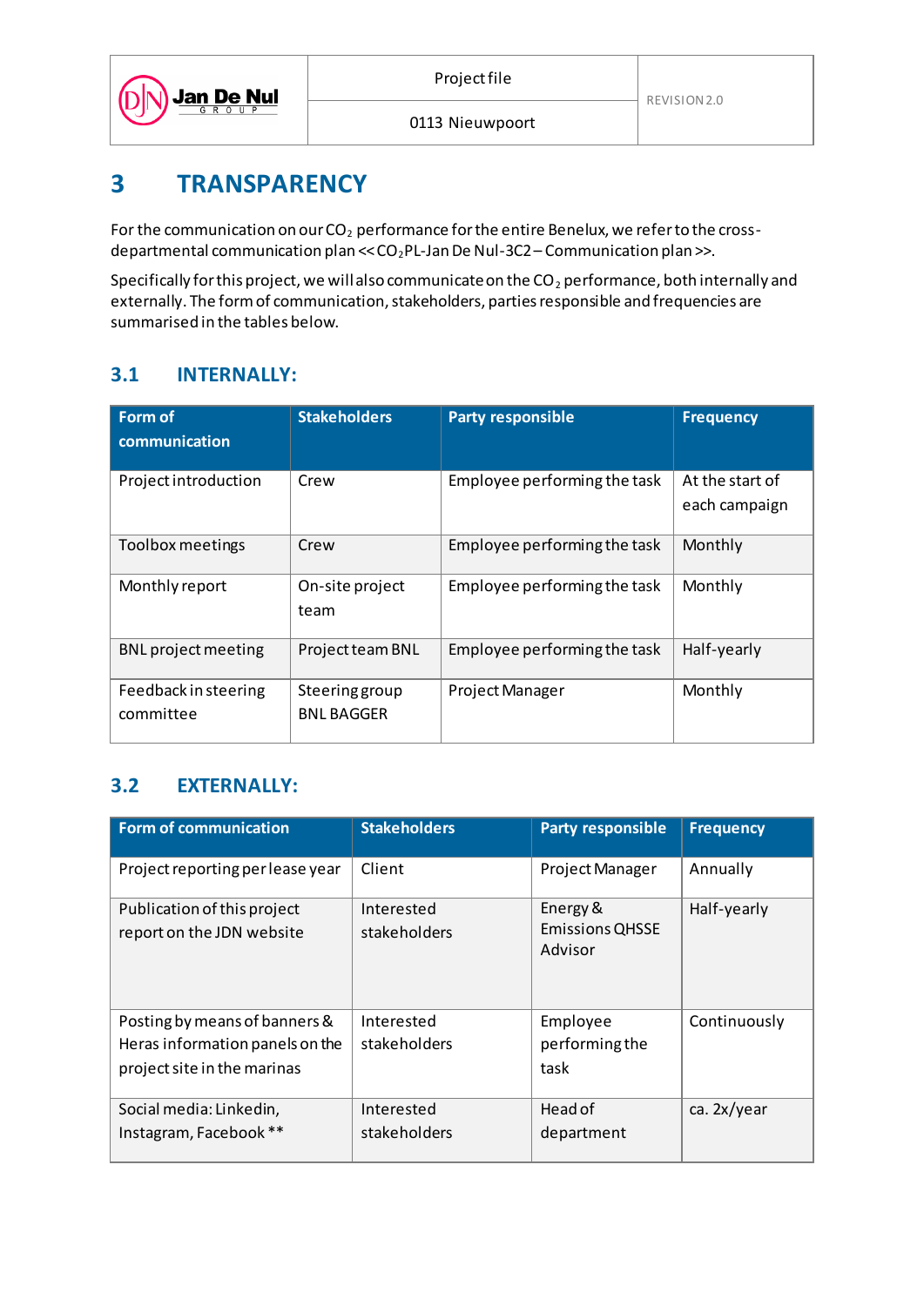# 3 TRANSPARENCY

For the communication on our $CO_2$ performance for the entire Benelux, we refer to the cross-departmental communication plan << $CO_2$PL-Jan De Nul-3C2 – Communication plan >>.

Specifically for this project, we will also communicate on the $CO_2$ performance, both internally and externally. The form of communication, stakeholders, parties responsible and frequencies are summarised in the tables below.

## 3.1 INTERNALLY:

| Form of communication | Stakeholders | Party responsible | Frequency |
|---|---|---|---|
| Project introduction | Crew | Employee performing the task | At the start of each campaign |
| Toolbox meetings | Crew | Employee performing the task | Monthly |
| Monthly report | On-site project team | Employee performing the task | Monthly |
| BNL project meeting | Project team BNL | Employee performing the task | Half-yearly |
| Feedback in steering committee | Steering group BNL BAGGER | Project Manager | Monthly |

## 3.2 EXTERNALLY:

| Form of communication | Stakeholders | Party responsible | Frequency |
|---|---|---|---|
| Project reporting per lease year | Client | Project Manager | Annually |
| Publication of this project report on the JDN website | Interested stakeholders | Energy & Emissions QHSSE Advisor | Half-yearly |
| Posting by means of banners & Heras information panels on the project site in the marinas | Interested stakeholders | Employee performing the task | Continuously |
| Social media: Linkedin, Instagram, Facebook ** | Interested stakeholders | Head of department | ca. 2x/year |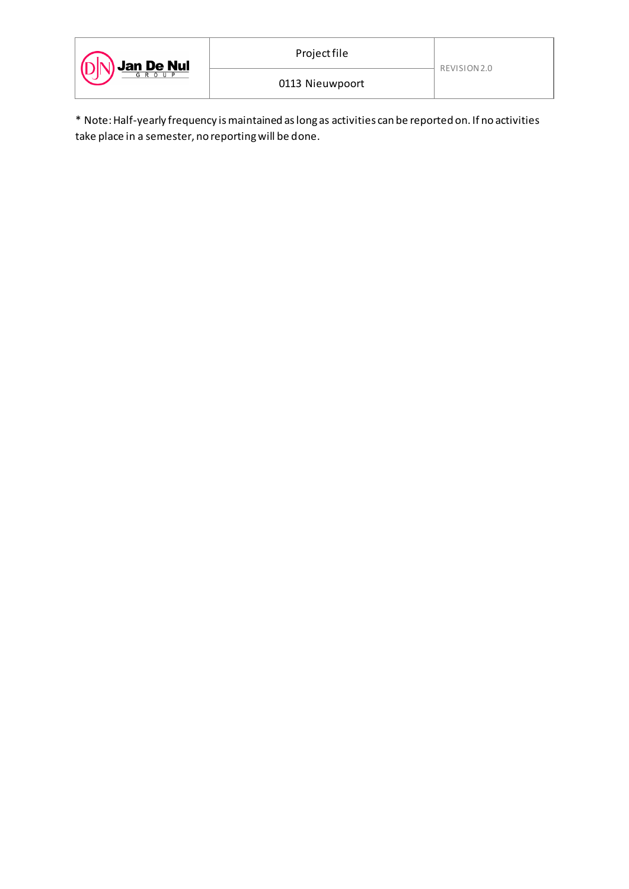* Note: Half-yearly frequency is maintained as long as activities can be reported on. If no activities take place in a semester, no reporting will be done.